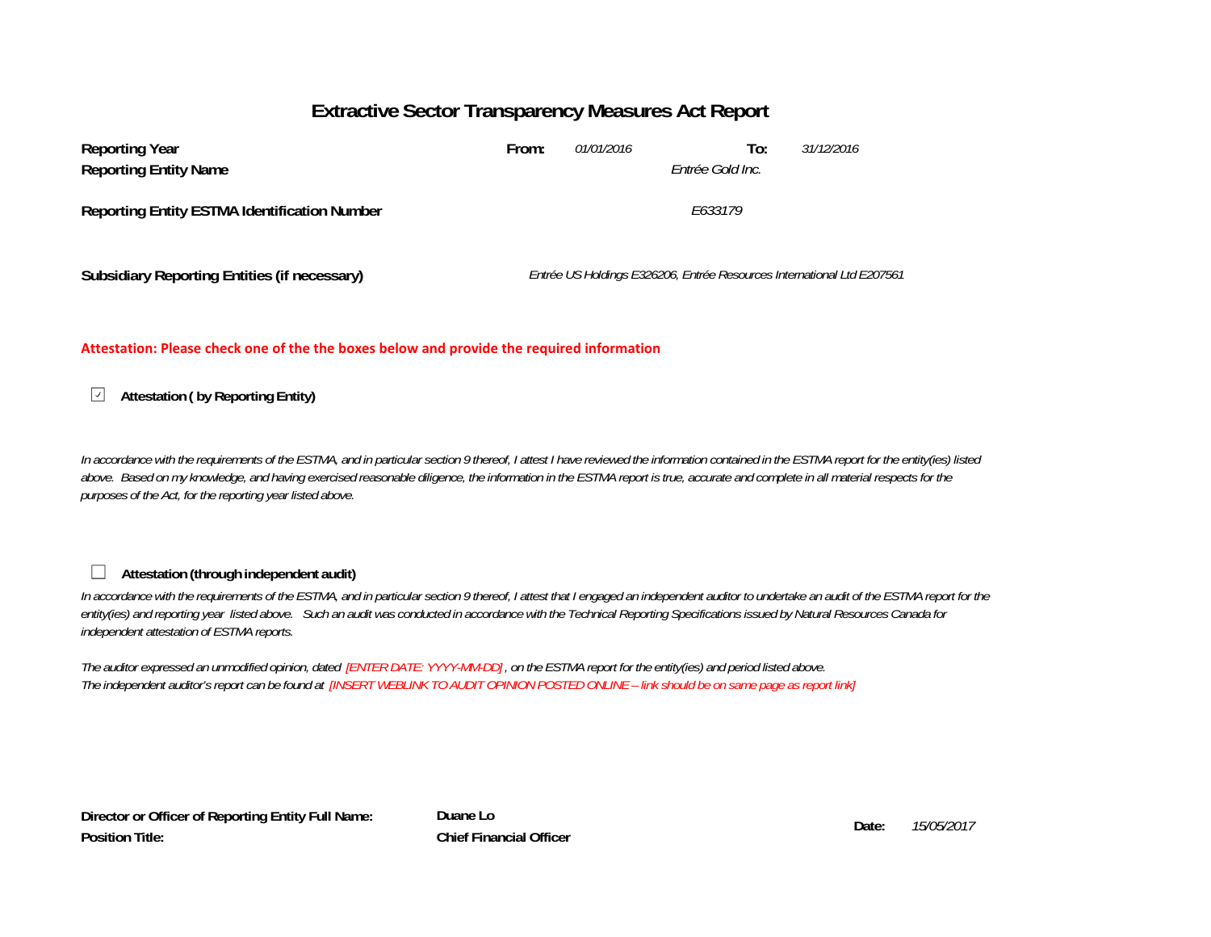# Extractive Sector Transparency Measures Act Report

**Reporting Year** **From:** *01/01/2016* **To:** *31/12/2016*

**Reporting Entity Name** *Entrée Gold Inc.*

**Reporting Entity ESTMA Identification Number** *E633179*

**Subsidiary Reporting Entities (if necessary)** *Entrée US Holdings E326206, Entrée Resources International Ltd E207561*

**Attestation: Please check one of the the boxes below and provide the required information**

☑ **Attestation ( by Reporting Entity)**

*In accordance with the requirements of the ESTMA, and in particular section 9 thereof, I attest I have reviewed the information contained in the ESTMA report for the entity(ies) listed above. Based on my knowledge, and having exercised reasonable diligence, the information in the ESTMA report is true, accurate and complete in all material respects for the purposes of the Act, for the reporting year listed above.*

☐ **Attestation (through independent audit)**

*In accordance with the requirements of the ESTMA, and in particular section 9 thereof, I attest that I engaged an independent auditor to undertake an audit of the ESTMA report for the entity(ies) and reporting year listed above. Such an audit was conducted in accordance with the Technical Reporting Specifications issued by Natural Resources Canada for independent attestation of ESTMA reports.*

*The auditor expressed an unmodified opinion, dated [ENTER DATE: YYYY-MM-DD] , on the ESTMA report for the entity(ies) and period listed above.*
*The independent auditor's report can be found at [INSERT WEBLINK TO AUDIT OPINION POSTED ONLINE – link should be on same page as report link]*

**Director or Officer of Reporting Entity Full Name:** **Duane Lo**
**Position Title:** **Chief Financial Officer**
**Date:** *15/05/2017*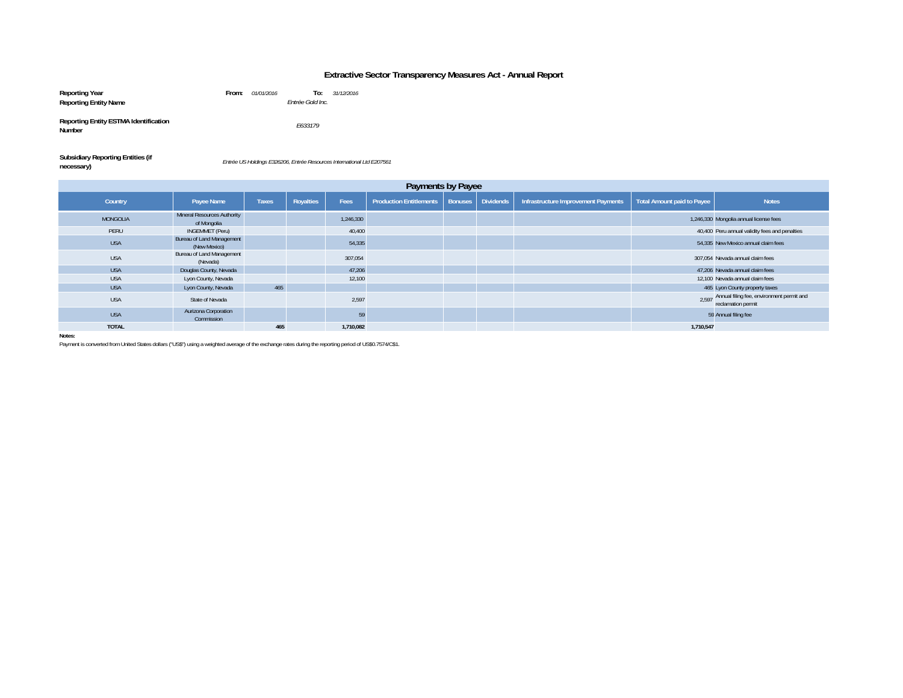# Extractive Sector Transparency Measures Act - Annual Report

**Reporting Year** **From:** *01/01/2016* **To:** *31/12/2016*

**Reporting Entity Name** *Entrée Gold Inc.*

**Reporting Entity ESTMA Identification Number** *E633179*

**Subsidiary Reporting Entities (if necessary)** *Entrée US Holdings E326206, Entrée Resources International Ltd E207561*

## Payments by Payee

| Country | Payee Name | Taxes | Royalties | Fees | Production Entitlements | Bonuses | Dividends | Infrastructure Improvement Payments | Total Amount paid to Payee | Notes |
|---|---|---|---|---|---|---|---|---|---|---|
| MONGOLIA | Mineral Resources Authority of Mongolia | | | 1,246,330 | | | | | 1,246,330 | Mongolia annual license fees |
| PERU | INGEMMET (Peru) | | | 40,400 | | | | | 40,400 | Peru annual validity fees and penalties |
| USA | Bureau of Land Management (New Mexico) | | | 54,335 | | | | | 54,335 | New Mexico annual claim fees |
| USA | Bureau of Land Management (Nevada) | | | 307,054 | | | | | 307,054 | Nevada annual claim fees |
| USA | Douglas County, Nevada | | | 47,206 | | | | | 47,206 | Nevada annual claim fees |
| USA | Lyon County, Nevada | | | 12,100 | | | | | 12,100 | Nevada annual claim fees |
| USA | Lyon County, Nevada | 465 | | | | | | | 465 | Lyon County property taxes |
| USA | State of Nevada | | | 2,597 | | | | | 2,597 | Annual filing fee, environment permit and reclamation permit |
| USA | Aurizona Corporation Commission | | | 59 | | | | | 59 | Annual filing fee |
| **TOTAL** | | **465** | | **1,710,082** | | | | | **1,710,547** | |

**Notes:**

Payment is converted from United States dollars ("US$") using a weighted average of the exchange rates during the reporting period of US$0.7574/C$1.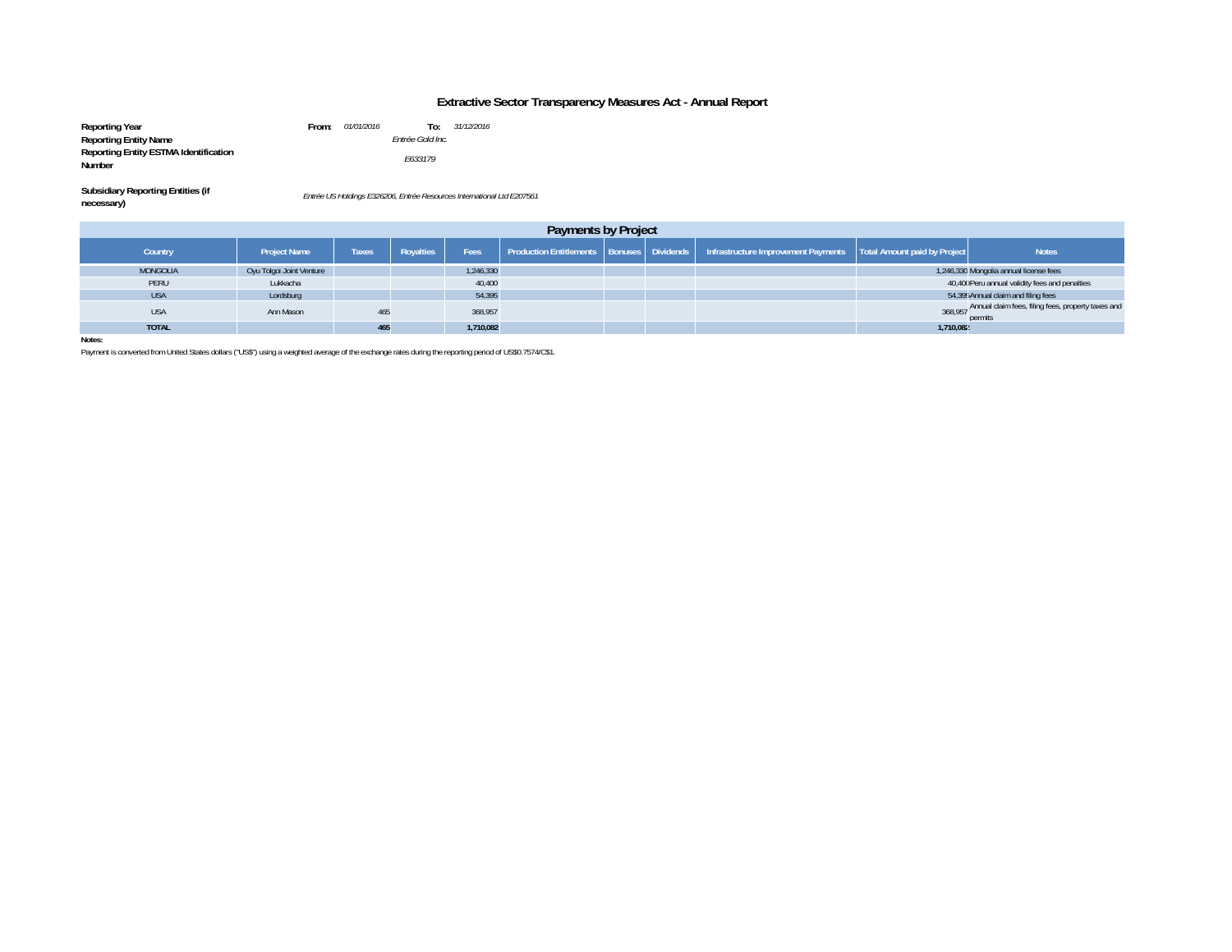# Extractive Sector Transparency Measures Act - Annual Report

**Reporting Year** **From:** *01/01/2016* **To:** *31/12/2016*

**Reporting Entity Name** *Entrée Gold Inc.*

**Reporting Entity ESTMA Identification Number** *E633179*

**Subsidiary Reporting Entities (if necessary)** *Entrée US Holdings E326206, Entrée Resources International Ltd E207561*

## Payments by Project

| Country | Project Name | Taxes | Royalties | Fees | Production Entitlements | Bonuses | Dividends | Infrastructure Improvement Payments | Total Amount paid by Project | Notes |
|---|---|---|---|---|---|---|---|---|---|---|
| MONGOLIA | Oyu Tolgoi Joint Venture | | | 1,246,330 | | | | | 1,246,330 | Mongolia annual license fees |
| PERU | Lukkacha | | | 40,400 | | | | | 40,400 | Peru annual validity fees and penalties |
| USA | Lordsburg | | | 54,395 | | | | | 54,395 | Annual claim and filing fees |
| USA | Ann Mason | 465 | | 368,957 | | | | | 368,957 | Annual claim fees, filing fees, property taxes and permits |
| **TOTAL** | | **465** | | **1,710,082** | | | | | **1,710,082** | |

**Notes:**

Payment is converted from United States dollars ("US$") using a weighted average of the exchange rates during the reporting period of US$0.7574/C$1.